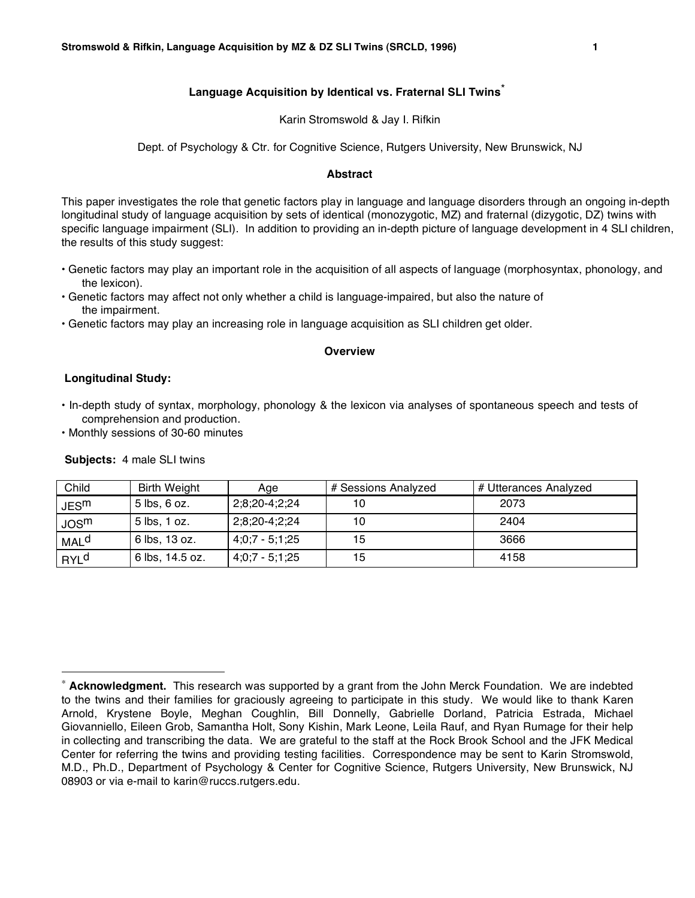# Language Acquisition by Identical vs. Fraternal SLI Twins*

Karin Stromswold & Jay I. Rifkin

Dept. of Psychology & Ctr. for Cognitive Science, Rutgers University, New Brunswick, NJ

## Abstract

This paper investigates the role that genetic factors play in language and language disorders through an ongoing in-depth longitudinal study of language acquisition by sets of identical (monozygotic, MZ) and fraternal (dizygotic, DZ) twins with specific language impairment (SLI). In addition to providing an in-depth picture of language development in 4 SLI children, the results of this study suggest:

- Genetic factors may play an important role in the acquisition of all aspects of language (morphosyntax, phonology, and the lexicon).
- Genetic factors may affect not only whether a child is language-impaired, but also the nature of the impairment.
- Genetic factors may play an increasing role in language acquisition as SLI children get older.

## Overview

### Longitudinal Study:

- In-depth study of syntax, morphology, phonology & the lexicon via analyses of spontaneous speech and tests of comprehension and production.
- Monthly sessions of 30-60 minutes

**Subjects:** 4 male SLI twins

| Child | Birth Weight | Age | # Sessions Analyzed | # Utterances Analyzed |
|---|---|---|---|---|
| JES[m] | 5 lbs, 6 oz. | 2;8;20-4;2;24 | 10 | 2073 |
| JOS[m] | 5 lbs, 1 oz. | 2;8;20-4;2;24 | 10 | 2404 |
| MAL[d] | 6 lbs, 13 oz. | 4;0;7 - 5;1;25 | 15 | 3666 |
| RYL[d] | 6 lbs, 14.5 oz. | 4;0;7 - 5;1;25 | 15 | 4158 |

\* **Acknowledgment.** This research was supported by a grant from the John Merck Foundation. We are indebted to the twins and their families for graciously agreeing to participate in this study. We would like to thank Karen Arnold, Krystene Boyle, Meghan Coughlin, Bill Donnelly, Gabrielle Dorland, Patricia Estrada, Michael Giovanniello, Eileen Grob, Samantha Holt, Sony Kishin, Mark Leone, Leila Rauf, and Ryan Rumage for their help in collecting and transcribing the data. We are grateful to the staff at the Rock Brook School and the JFK Medical Center for referring the twins and providing testing facilities. Correspondence may be sent to Karin Stromswold, M.D., Ph.D., Department of Psychology & Center for Cognitive Science, Rutgers University, New Brunswick, NJ 08903 or via e-mail to karin@ruccs.rutgers.edu.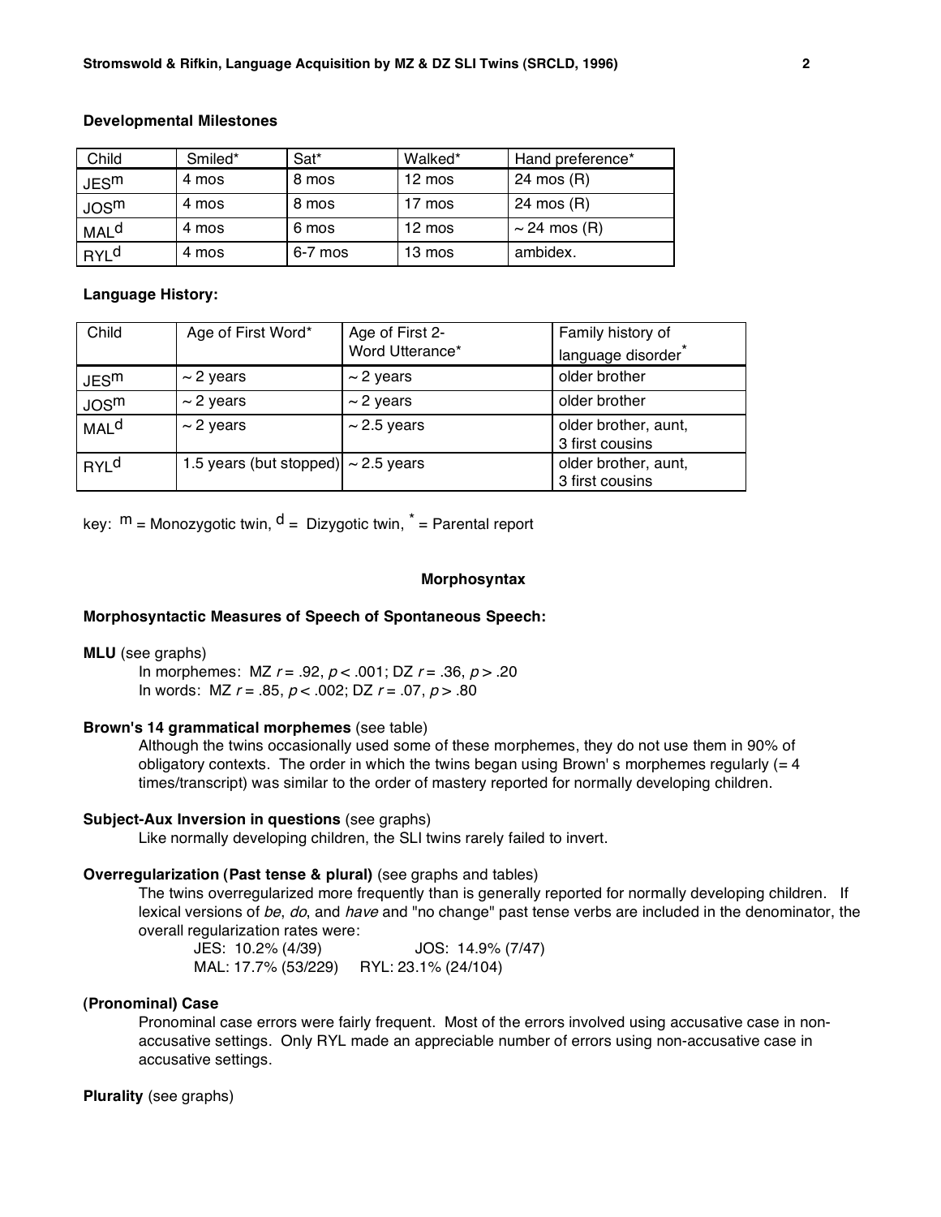**Developmental Milestones**

| Child | Smiled* | Sat* | Walked* | Hand preference* |
|---|---|---|---|---|
| JES$^m$ | 4 mos | 8 mos | 12 mos | 24 mos (R) |
| JOS$^m$ | 4 mos | 8 mos | 17 mos | 24 mos (R) |
| MAL$^d$ | 4 mos | 6 mos | 12 mos | ~ 24 mos (R) |
| RYL$^d$ | 4 mos | 6-7 mos | 13 mos | ambidex. |

**Language History:**

| Child | Age of First Word* | Age of First 2-Word Utterance* | Family history of language disorder* |
|---|---|---|---|
| JES$^m$ | ~ 2 years | ~ 2 years | older brother |
| JOS$^m$ | ~ 2 years | ~ 2 years | older brother |
| MAL$^d$ | ~ 2 years | ~ 2.5 years | older brother, aunt, 3 first cousins |
| RYL$^d$ | 1.5 years (but stopped) | ~ 2.5 years | older brother, aunt, 3 first cousins |

key: $^m$ = Monozygotic twin, $^d$ = Dizygotic twin, * = Parental report

## Morphosyntax

**Morphosyntactic Measures of Speech of Spontaneous Speech:**

**MLU** (see graphs)

In morphemes: MZ $r = .92$, $p < .001$; DZ $r = .36$, $p > .20$
In words: MZ $r = .85$, $p < .002$; DZ $r = .07$, $p > .80$

**Brown's 14 grammatical morphemes** (see table)

Although the twins occasionally used some of these morphemes, they do not use them in 90% of obligatory contexts. The order in which the twins began using Brown' s morphemes regularly (= 4 times/transcript) was similar to the order of mastery reported for normally developing children.

**Subject-Aux Inversion in questions** (see graphs)

Like normally developing children, the SLI twins rarely failed to invert.

**Overregularization (Past tense & plural)** (see graphs and tables)

The twins overregularized more frequently than is generally reported for normally developing children. If lexical versions of *be*, *do*, and *have* and "no change" past tense verbs are included in the denominator, the overall regularization rates were:

JES: 10.2% (4/39) JOS: 14.9% (7/47)
MAL: 17.7% (53/229) RYL: 23.1% (24/104)

**(Pronominal) Case**

Pronominal case errors were fairly frequent. Most of the errors involved using accusative case in non-accusative settings. Only RYL made an appreciable number of errors using non-accusative case in accusative settings.

**Plurality** (see graphs)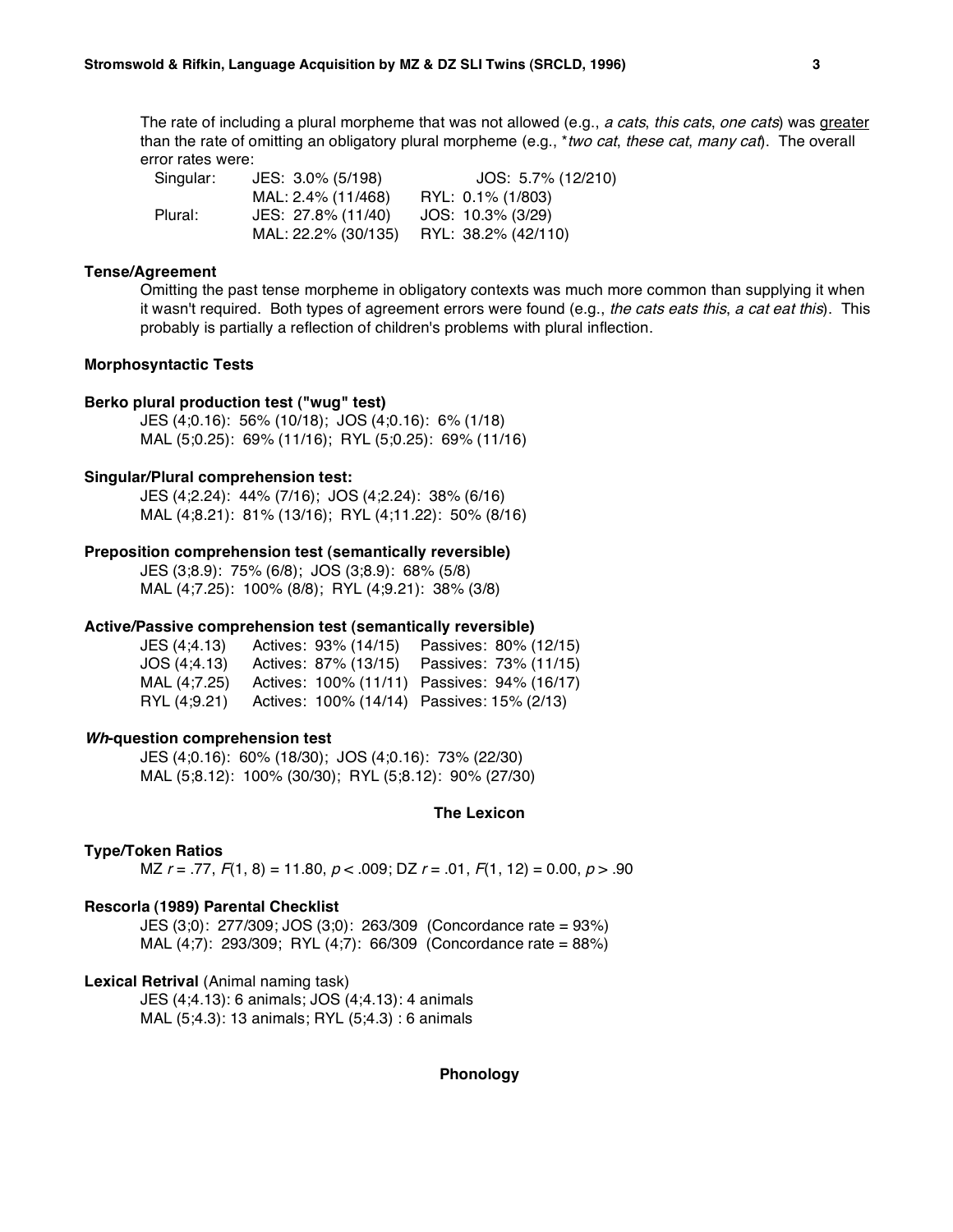The rate of including a plural morpheme that was not allowed (e.g., *a cats*, *this cats*, *one cats*) was <u>greater</u> than the rate of omitting an obligatory plural morpheme (e.g., \**two cat*, *these cat*, *many cat*). The overall error rates were:

| | | |
|---|---|---|
| Singular: | JES: 3.0% (5/198) | JOS: 5.7% (12/210) |
| | MAL: 2.4% (11/468) | RYL: 0.1% (1/803) |
| Plural: | JES: 27.8% (11/40) | JOS: 10.3% (3/29) |
| | MAL: 22.2% (30/135) | RYL: 38.2% (42/110) |

### Tense/Agreement

Omitting the past tense morpheme in obligatory contexts was much more common than supplying it when it wasn't required. Both types of agreement errors were found (e.g., *the cats eats this*, *a cat eat this*). This probably is partially a reflection of children's problems with plural inflection.

### Morphosyntactic Tests

### Berko plural production test ("wug" test)

JES (4;0.16): 56% (10/18); JOS (4;0.16): 6% (1/18)
MAL (5;0.25): 69% (11/16); RYL (5;0.25): 69% (11/16)

### Singular/Plural comprehension test:

JES (4;2.24): 44% (7/16); JOS (4;2.24): 38% (6/16)
MAL (4;8.21): 81% (13/16); RYL (4;11.22): 50% (8/16)

### Preposition comprehension test (semantically reversible)

JES (3;8.9): 75% (6/8); JOS (3;8.9): 68% (5/8)
MAL (4;7.25): 100% (8/8); RYL (4;9.21): 38% (3/8)

### Active/Passive comprehension test (semantically reversible)

| | | |
|---|---|---|
| JES (4;4.13) | Actives: 93% (14/15) | Passives: 80% (12/15) |
| JOS (4;4.13) | Actives: 87% (13/15) | Passives: 73% (11/15) |
| MAL (4;7.25) | Actives: 100% (11/11) | Passives: 94% (16/17) |
| RYL (4;9.21) | Actives: 100% (14/14) | Passives: 15% (2/13) |

### *Wh*-question comprehension test

JES (4;0.16): 60% (18/30); JOS (4;0.16): 73% (22/30)
MAL (5;8.12): 100% (30/30); RYL (5;8.12): 90% (27/30)

## The Lexicon

### Type/Token Ratios

MZ $r = .77$, $F(1, 8) = 11.80$, $p < .009$; DZ $r = .01$, $F(1, 12) = 0.00$, $p > .90$

### Rescorla (1989) Parental Checklist

JES (3;0): 277/309; JOS (3;0): 263/309 (Concordance rate = 93%)
MAL (4;7): 293/309; RYL (4;7): 66/309 (Concordance rate = 88%)

### Lexical Retrival (Animal naming task)

JES (4;4.13): 6 animals; JOS (4;4.13): 4 animals
MAL (5;4.3): 13 animals; RYL (5;4.3) : 6 animals

## Phonology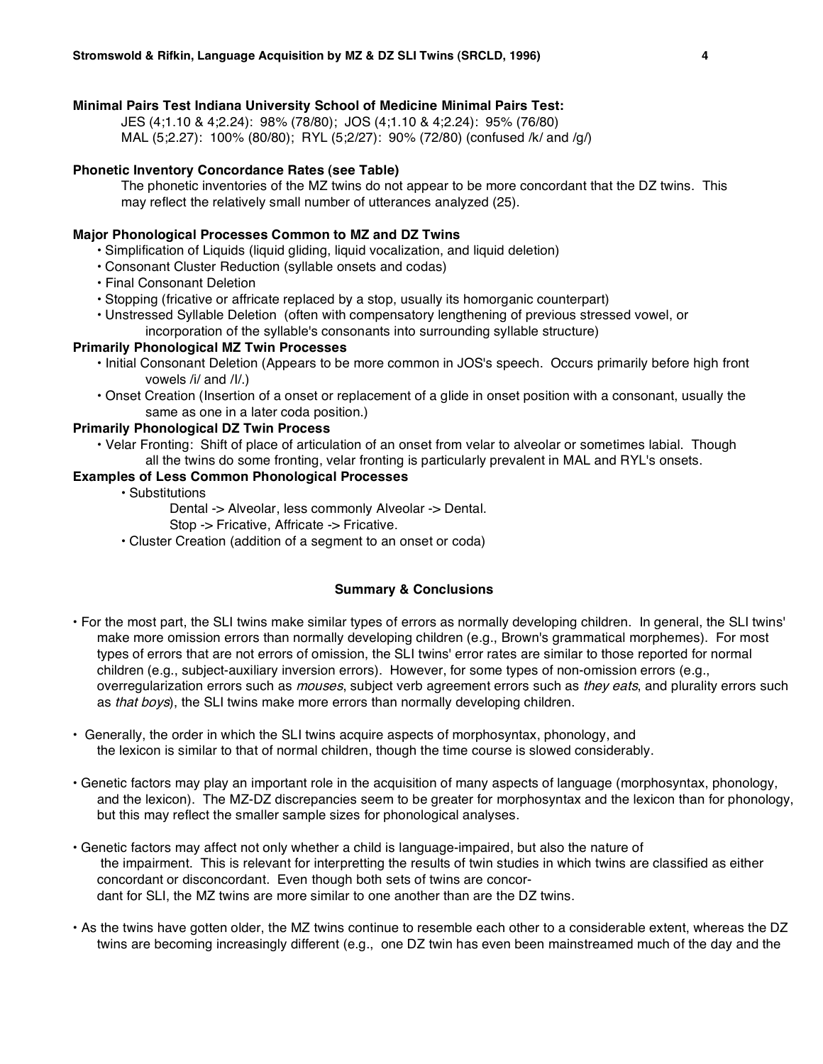**Minimal Pairs Test Indiana University School of Medicine Minimal Pairs Test:**

JES (4;1.10 & 4;2.24): 98% (78/80); JOS (4;1.10 & 4;2.24): 95% (76/80)
MAL (5;2.27): 100% (80/80); RYL (5;2/27): 90% (72/80) (confused /k/ and /g/)

**Phonetic Inventory Concordance Rates (see Table)**

The phonetic inventories of the MZ twins do not appear to be more concordant that the DZ twins. This may reflect the relatively small number of utterances analyzed (25).

**Major Phonological Processes Common to MZ and DZ Twins**

- Simplification of Liquids (liquid gliding, liquid vocalization, and liquid deletion)
- Consonant Cluster Reduction (syllable onsets and codas)
- Final Consonant Deletion
- Stopping (fricative or affricate replaced by a stop, usually its homorganic counterpart)
- Unstressed Syllable Deletion (often with compensatory lengthening of previous stressed vowel, or incorporation of the syllable's consonants into surrounding syllable structure)

**Primarily Phonological MZ Twin Processes**

- Initial Consonant Deletion (Appears to be more common in JOS's speech. Occurs primarily before high front vowels /i/ and /I/.)
- Onset Creation (Insertion of a onset or replacement of a glide in onset position with a consonant, usually the same as one in a later coda position.)

**Primarily Phonological DZ Twin Process**

- Velar Fronting: Shift of place of articulation of an onset from velar to alveolar or sometimes labial. Though all the twins do some fronting, velar fronting is particularly prevalent in MAL and RYL's onsets.

**Examples of Less Common Phonological Processes**

- Substitutions
  - Dental -> Alveolar, less commonly Alveolar -> Dental.
  - Stop -> Fricative, Affricate -> Fricative.
- Cluster Creation (addition of a segment to an onset or coda)

## Summary & Conclusions

- For the most part, the SLI twins make similar types of errors as normally developing children. In general, the SLI twins' make more omission errors than normally developing children (e.g., Brown's grammatical morphemes). For most types of errors that are not errors of omission, the SLI twins' error rates are similar to those reported for normal children (e.g., subject-auxiliary inversion errors). However, for some types of non-omission errors (e.g., overregularization errors such as *mouses*, subject verb agreement errors such as *they eats*, and plurality errors such as *that boys*), the SLI twins make more errors than normally developing children.

- Generally, the order in which the SLI twins acquire aspects of morphosyntax, phonology, and the lexicon is similar to that of normal children, though the time course is slowed considerably.

- Genetic factors may play an important role in the acquisition of many aspects of language (morphosyntax, phonology, and the lexicon). The MZ-DZ discrepancies seem to be greater for morphosyntax and the lexicon than for phonology, but this may reflect the smaller sample sizes for phonological analyses.

- Genetic factors may affect not only whether a child is language-impaired, but also the nature of the impairment. This is relevant for interpretting the results of twin studies in which twins are classified as either concordant or disconcordant. Even though both sets of twins are concordant for SLI, the MZ twins are more similar to one another than are the DZ twins.

- As the twins have gotten older, the MZ twins continue to resemble each other to a considerable extent, whereas the DZ twins are becoming increasingly different (e.g., one DZ twin has even been mainstreamed much of the day and the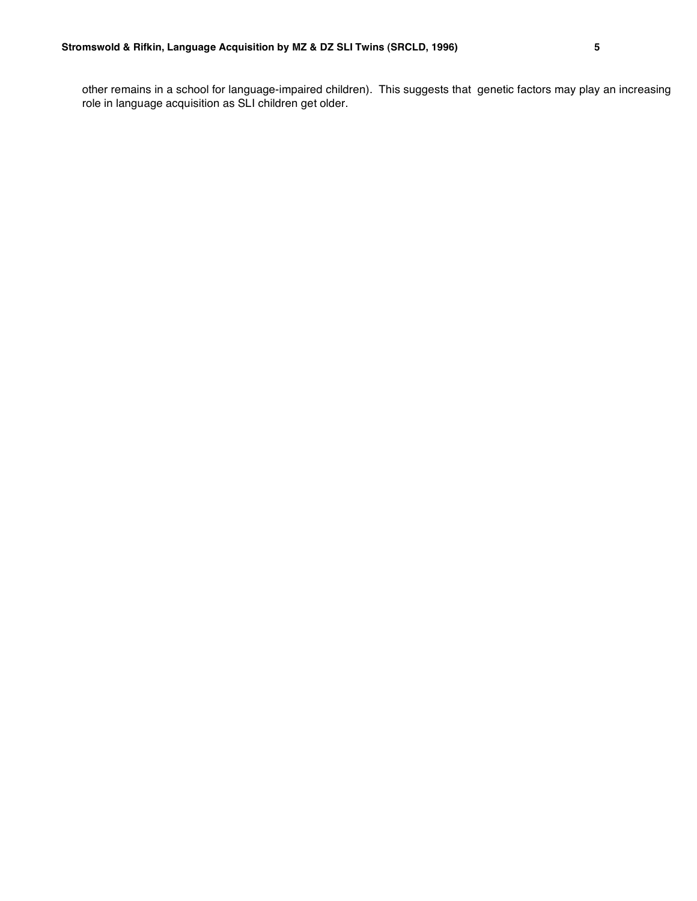other remains in a school for language-impaired children). This suggests that genetic factors may play an increasing role in language acquisition as SLI children get older.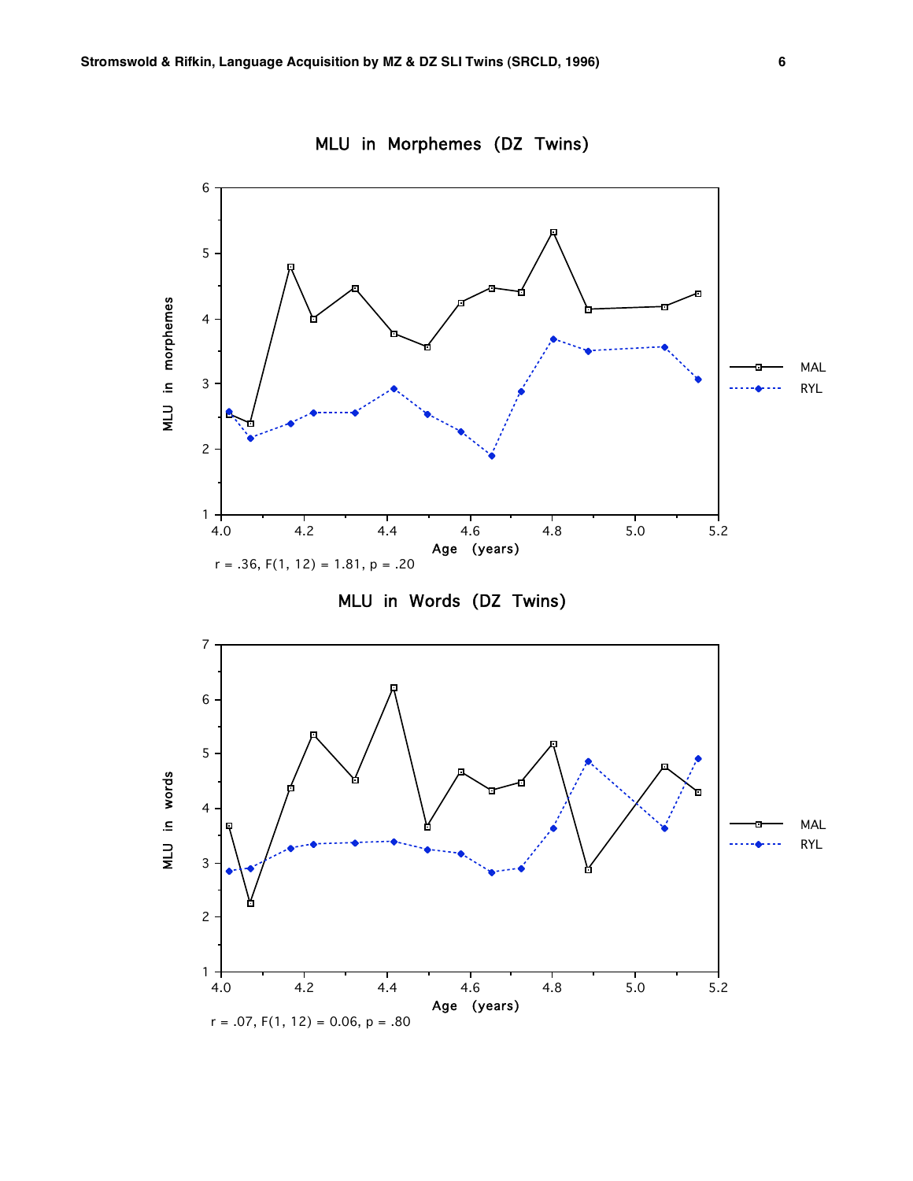MLU in Morphemes (DZ Twins)

$r = .36$, $F(1, 12) = 1.81$, $p = .20$

MLU in Words (DZ Twins)

$r = .07$, $F(1, 12) = 0.06$, $p = .80$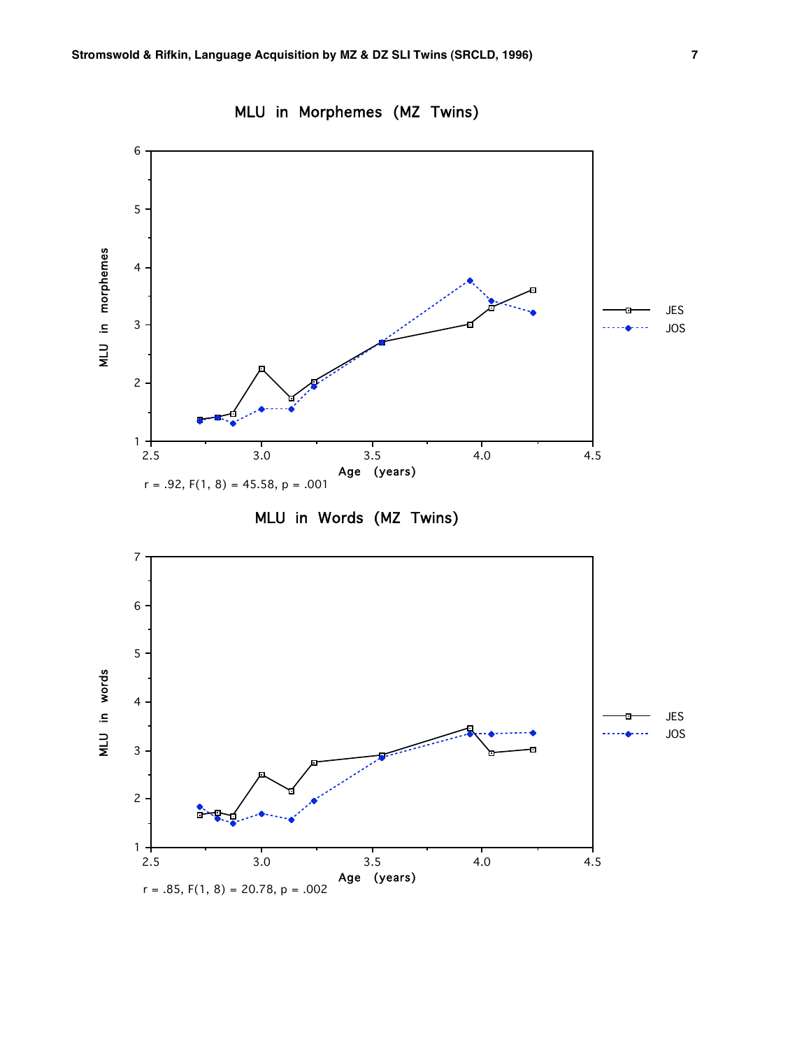MLU in Morphemes (MZ Twins)

$r = .92$, $F(1, 8) = 45.58$, $p = .001$

MLU in Words (MZ Twins)

$r = .85$, $F(1, 8) = 20.78$, $p = .002$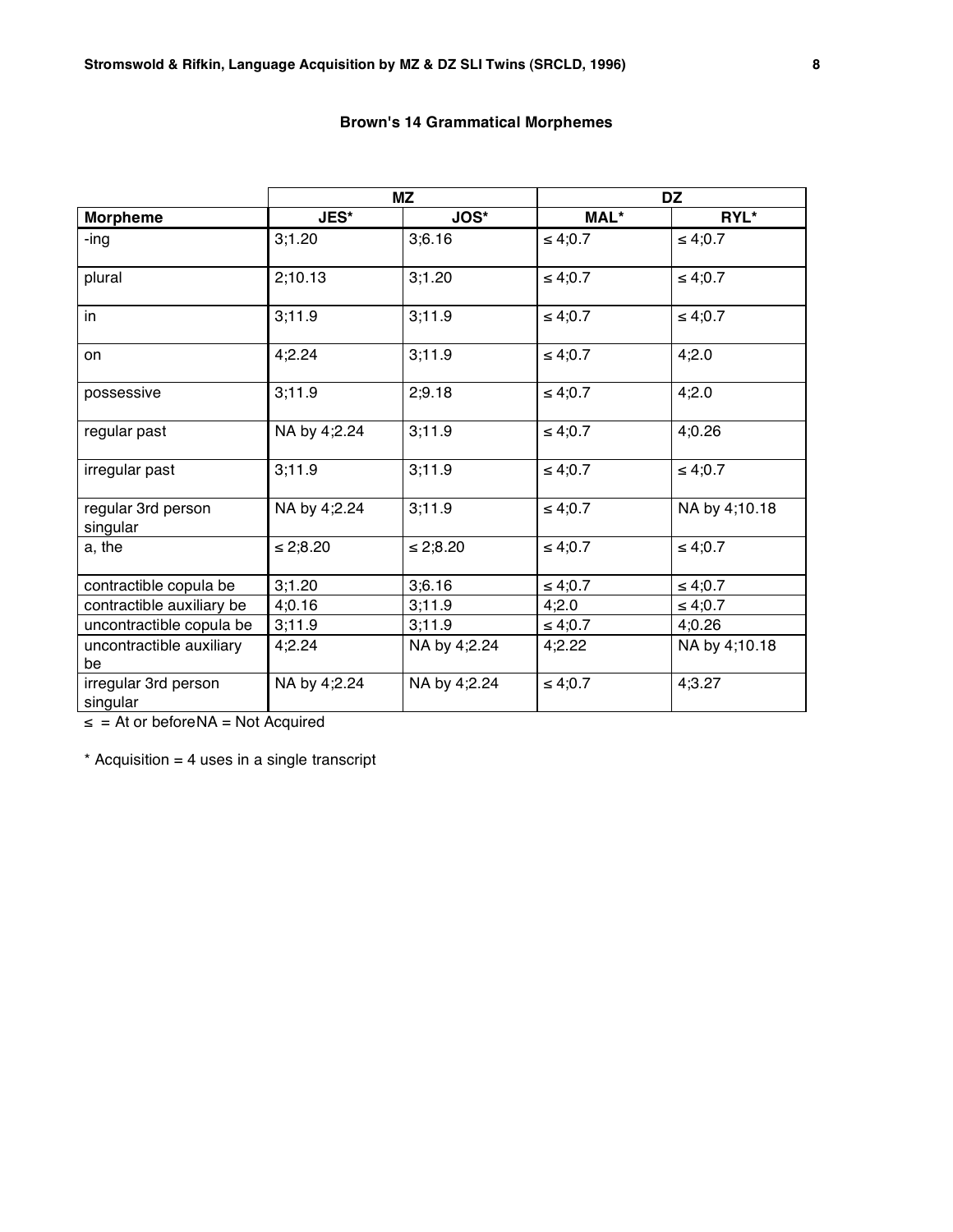### Brown's 14 Grammatical Morphemes

| | MZ | | DZ | |
|---|---|---|---|---|
| **Morpheme** | **JES*** | **JOS*** | **MAL*** | **RYL*** |
| -ing | 3;1.20 | 3;6.16 | ≤ 4;0.7 | ≤ 4;0.7 |
| plural | 2;10.13 | 3;1.20 | ≤ 4;0.7 | ≤ 4;0.7 |
| in | 3;11.9 | 3;11.9 | ≤ 4;0.7 | ≤ 4;0.7 |
| on | 4;2.24 | 3;11.9 | ≤ 4;0.7 | 4;2.0 |
| possessive | 3;11.9 | 2;9.18 | ≤ 4;0.7 | 4;2.0 |
| regular past | NA by 4;2.24 | 3;11.9 | ≤ 4;0.7 | 4;0.26 |
| irregular past | 3;11.9 | 3;11.9 | ≤ 4;0.7 | ≤ 4;0.7 |
| regular 3rd person singular | NA by 4;2.24 | 3;11.9 | ≤ 4;0.7 | NA by 4;10.18 |
| a, the | ≤ 2;8.20 | ≤ 2;8.20 | ≤ 4;0.7 | ≤ 4;0.7 |
| contractible copula be | 3;1.20 | 3;6.16 | ≤ 4;0.7 | ≤ 4;0.7 |
| contractible auxiliary be | 4;0.16 | 3;11.9 | 4;2.0 | ≤ 4;0.7 |
| uncontractible copula be | 3;11.9 | 3;11.9 | ≤ 4;0.7 | 4;0.26 |
| uncontractible auxiliary be | 4;2.24 | NA by 4;2.24 | 4;2.22 | NA by 4;10.18 |
| irregular 3rd person singular | NA by 4;2.24 | NA by 4;2.24 | ≤ 4;0.7 | 4;3.27 |

≤ = At or before NA = Not Acquired

* Acquisition = 4 uses in a single transcript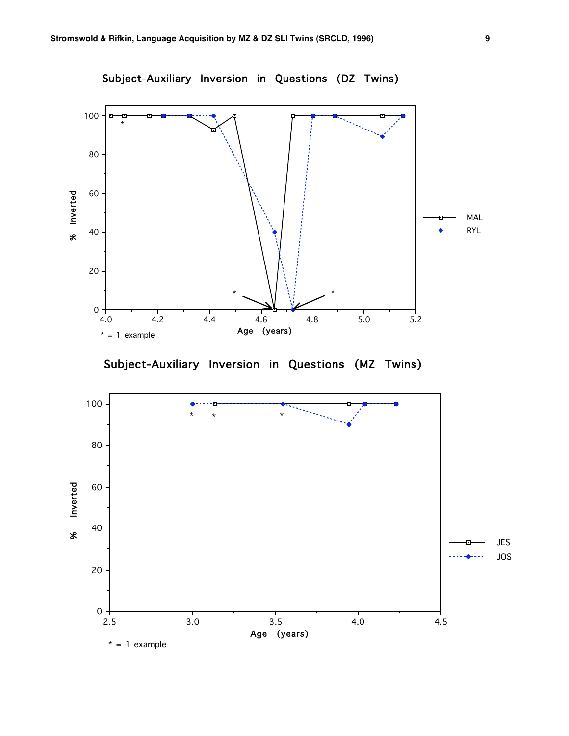## Subject-Auxiliary Inversion in Questions (DZ Twins)

% Inverted vs. Age (years); legend: MAL, RYL

* = 1 example

## Subject-Auxiliary Inversion in Questions (MZ Twins)

% Inverted vs. Age (years); legend: JES, JOS

* = 1 example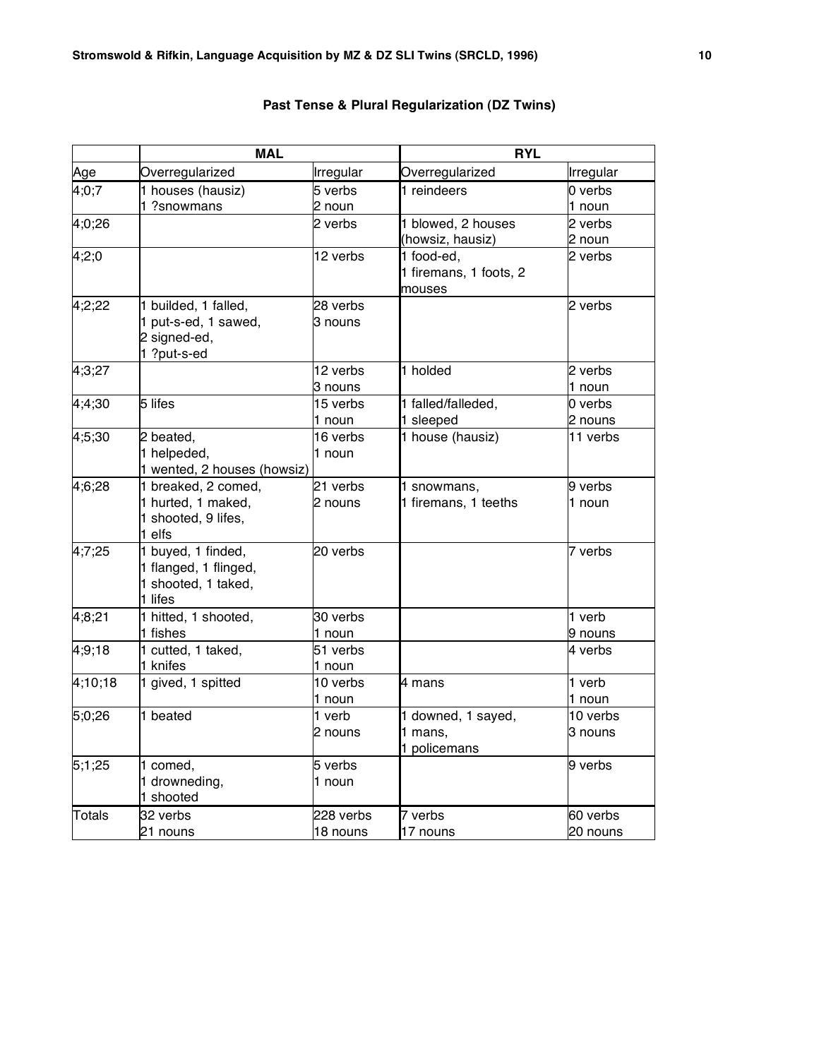## Past Tense & Plural Regularization (DZ Twins)

| | MAL | | RYL | |
|---|---|---|---|---|
| Age | Overregularized | Irregular | Overregularized | Irregular |
| 4;0;7 | 1 houses (hausiz) 1 ?snowmans | 5 verbs 2 noun | 1 reindeers | 0 verbs 1 noun |
| 4;0;26 | | 2 verbs | 1 blowed, 2 houses (howsiz, hausiz) | 2 verbs 2 noun |
| 4;2;0 | | 12 verbs | 1 food-ed, 1 firemans, 1 foots, 2 mouses | 2 verbs |
| 4;2;22 | 1 builded, 1 falled, 1 put-s-ed, 1 sawed, 2 signed-ed, 1 ?put-s-ed | 28 verbs 3 nouns | | 2 verbs |
| 4;3;27 | | 12 verbs 3 nouns | 1 holded | 2 verbs 1 noun |
| 4;4;30 | 5 lifes | 15 verbs 1 noun | 1 falled/falleded, 1 sleeped | 0 verbs 2 nouns |
| 4;5;30 | 2 beated, 1 helpeded, 1 wented, 2 houses (howsiz) | 16 verbs 1 noun | 1 house (hausiz) | 11 verbs |
| 4;6;28 | 1 breaked, 2 comed, 1 hurted, 1 maked, 1 shooted, 9 lifes, 1 elfs | 21 verbs 2 nouns | 1 snowmans, 1 firemans, 1 teeths | 9 verbs 1 noun |
| 4;7;25 | 1 buyed, 1 finded, 1 flanged, 1 flinged, 1 shooted, 1 taked, 1 lifes | 20 verbs | | 7 verbs |
| 4;8;21 | 1 hitted, 1 shooted, 1 fishes | 30 verbs 1 noun | | 1 verb 9 nouns |
| 4;9;18 | 1 cutted, 1 taked, 1 knifes | 51 verbs 1 noun | | 4 verbs |
| 4;10;18 | 1 gived, 1 spitted | 10 verbs 1 noun | 4 mans | 1 verb 1 noun |
| 5;0;26 | 1 beated | 1 verb 2 nouns | 1 downed, 1 sayed, 1 mans, 1 policemans | 10 verbs 3 nouns |
| 5;1;25 | 1 comed, 1 drowneding, 1 shooted | 5 verbs 1 noun | | 9 verbs |
| Totals | 32 verbs 21 nouns | 228 verbs 18 nouns | 7 verbs 17 nouns | 60 verbs 20 nouns |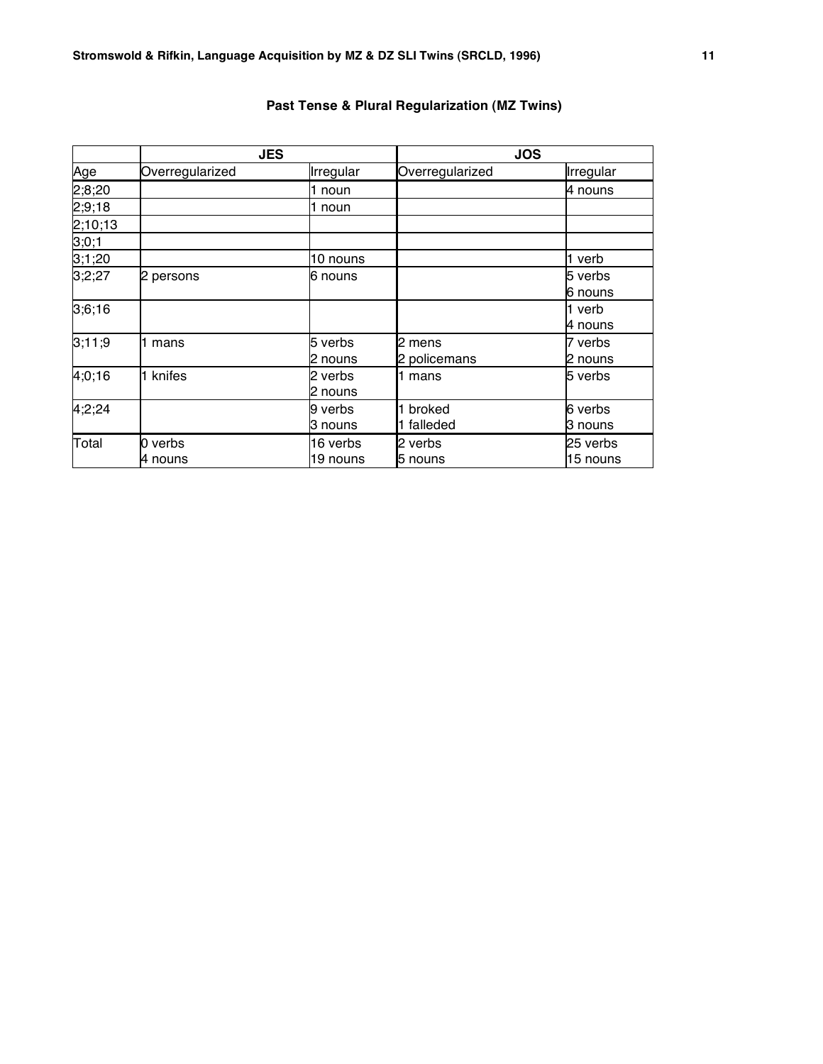## Past Tense & Plural Regularization (MZ Twins)

| | JES | | JOS | |
|---|---|---|---|---|
| Age | Overregularized | Irregular | Overregularized | Irregular |
| 2;8;20 | | 1 noun | | 4 nouns |
| 2;9;18 | | 1 noun | | |
| 2;10;13 | | | | |
| 3;0;1 | | | | |
| 3;1;20 | | 10 nouns | | 1 verb |
| 3;2;27 | 2 persons | 6 nouns | | 5 verbs<br>6 nouns |
| 3;6;16 | | | | 1 verb<br>4 nouns |
| 3;11;9 | 1 mans | 5 verbs<br>2 nouns | 2 mens<br>2 policemans | 7 verbs<br>2 nouns |
| 4;0;16 | 1 knifes | 2 verbs<br>2 nouns | 1 mans | 5 verbs |
| 4;2;24 | | 9 verbs<br>3 nouns | 1 broked<br>1 falleded | 6 verbs<br>3 nouns |
| Total | 0 verbs<br>4 nouns | 16 verbs<br>19 nouns | 2 verbs<br>5 nouns | 25 verbs<br>15 nouns |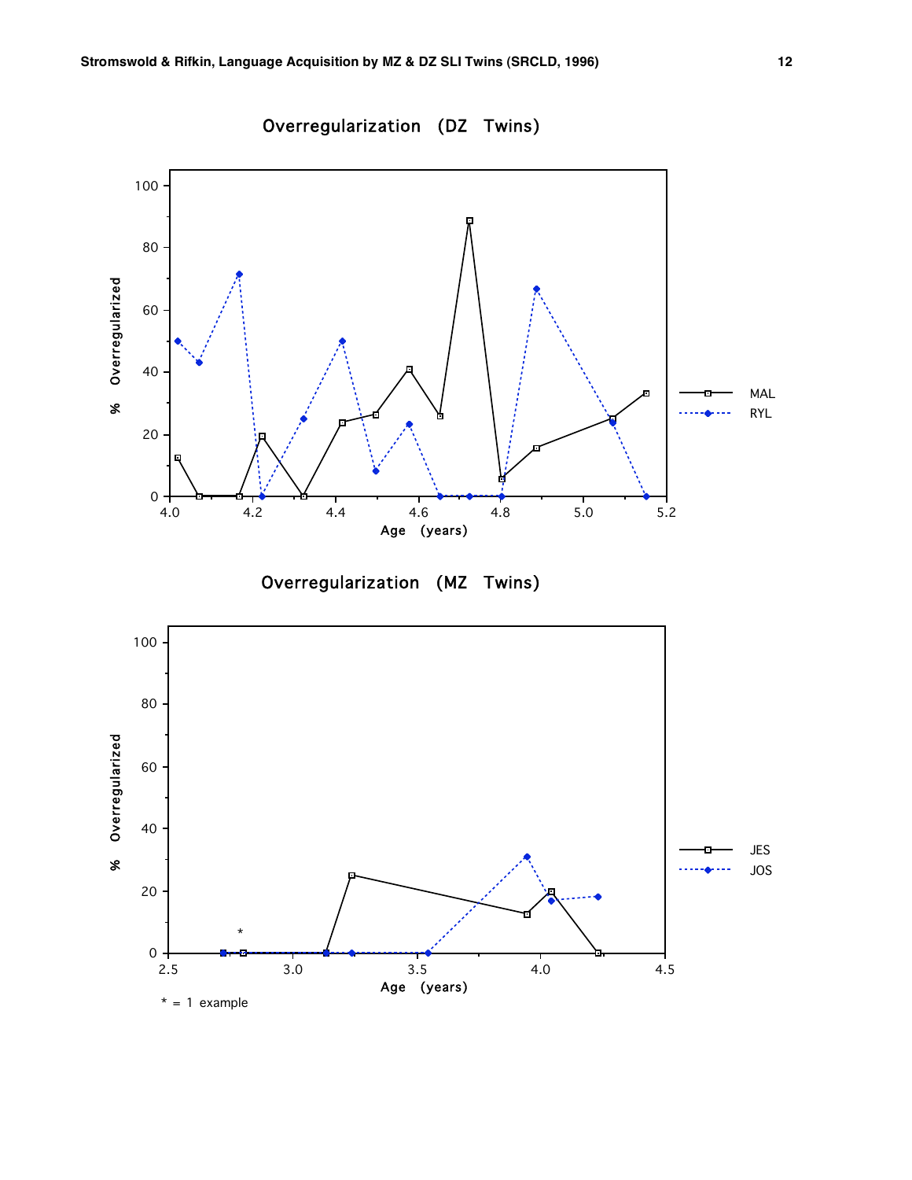## Overregularization (DZ Twins)

## Overregularization (MZ Twins)

\* = 1 example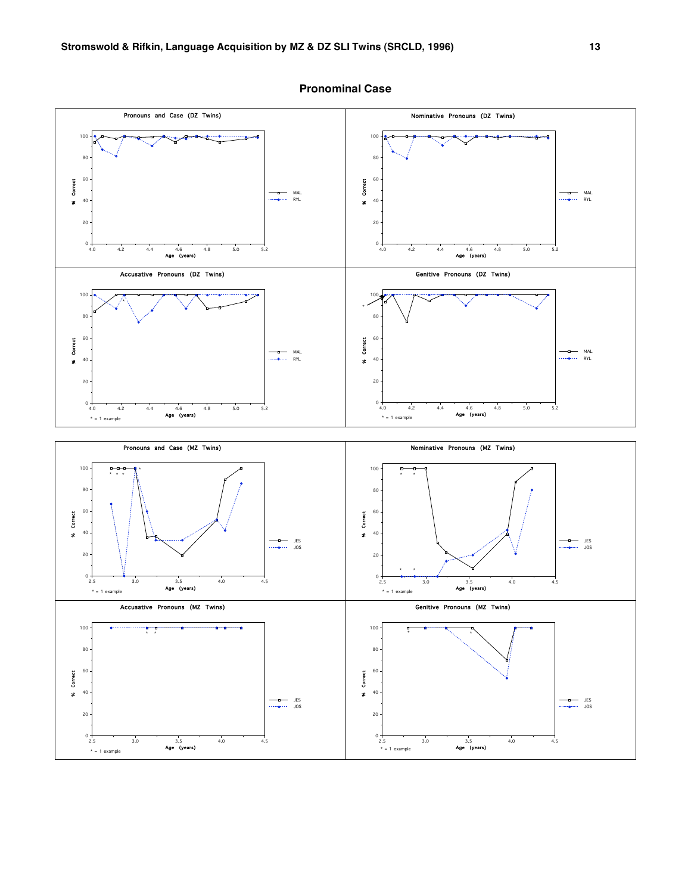## Pronominal Case

Pronouns and Case (DZ Twins)

Nominative Pronouns (DZ Twins)

Accusative Pronouns (DZ Twins)

* = 1 example

Genitive Pronouns (DZ Twins)

* = 1 example

Pronouns and Case (MZ Twins)

* = 1 example

Nominative Pronouns (MZ Twins)

* = 1 example

Accusative Pronouns (MZ Twins)

* = 1 example

Genitive Pronouns (MZ Twins)

* = 1 example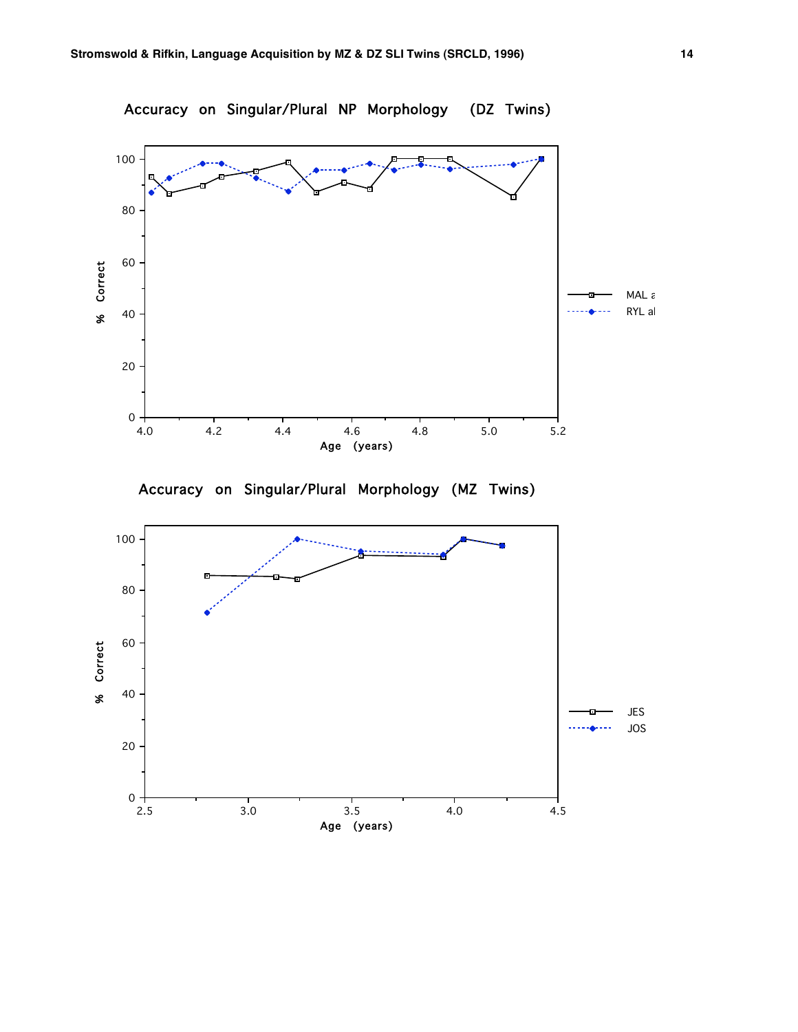Accuracy on Singular/Plural NP Morphology (DZ Twins)

% Correct

Age (years)

MAL a

RYL al

Accuracy on Singular/Plural Morphology (MZ Twins)

% Correct

Age (years)

JES

JOS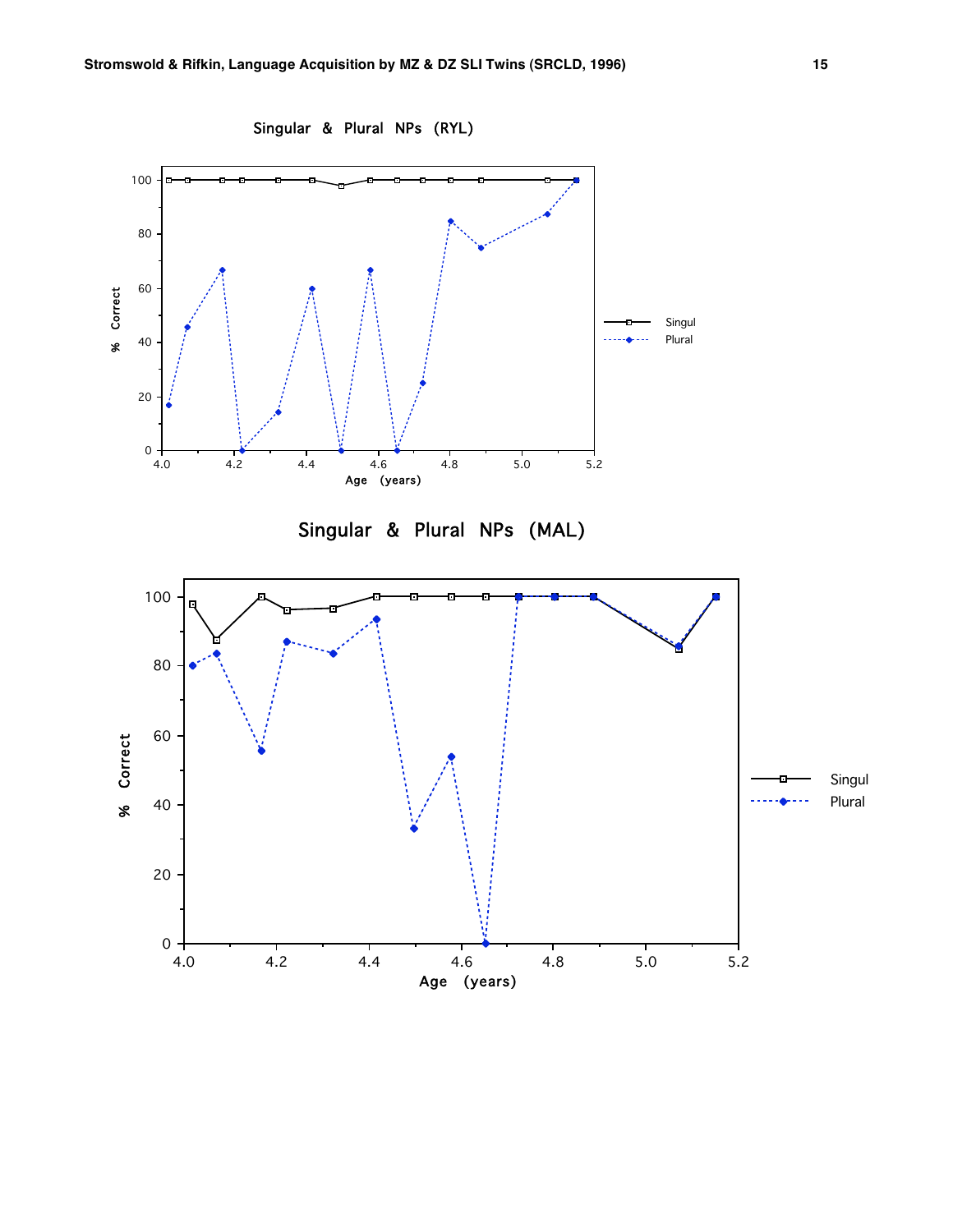Singular & Plural NPs (RYL)

Singular & Plural NPs (MAL)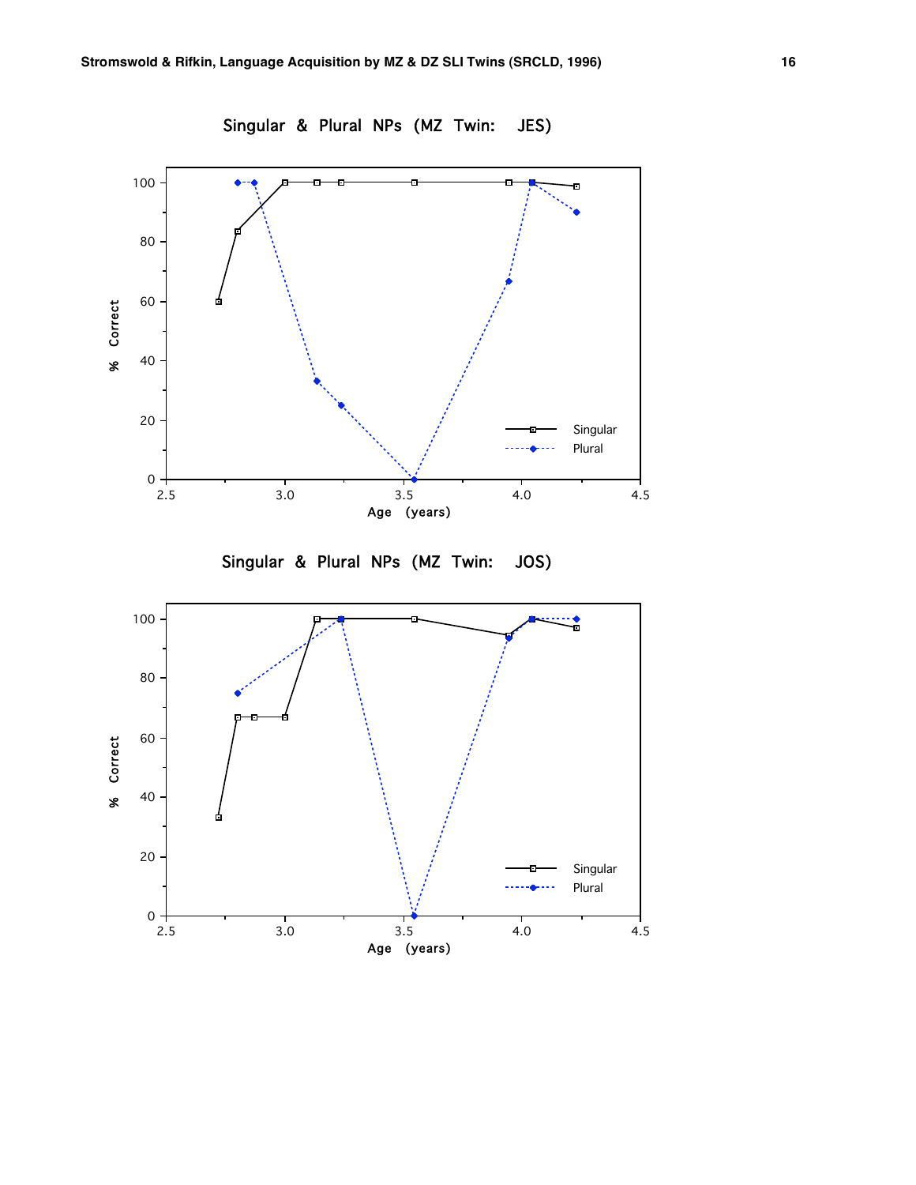Singular & Plural NPs (MZ Twin: JES)

Singular & Plural NPs (MZ Twin: JOS)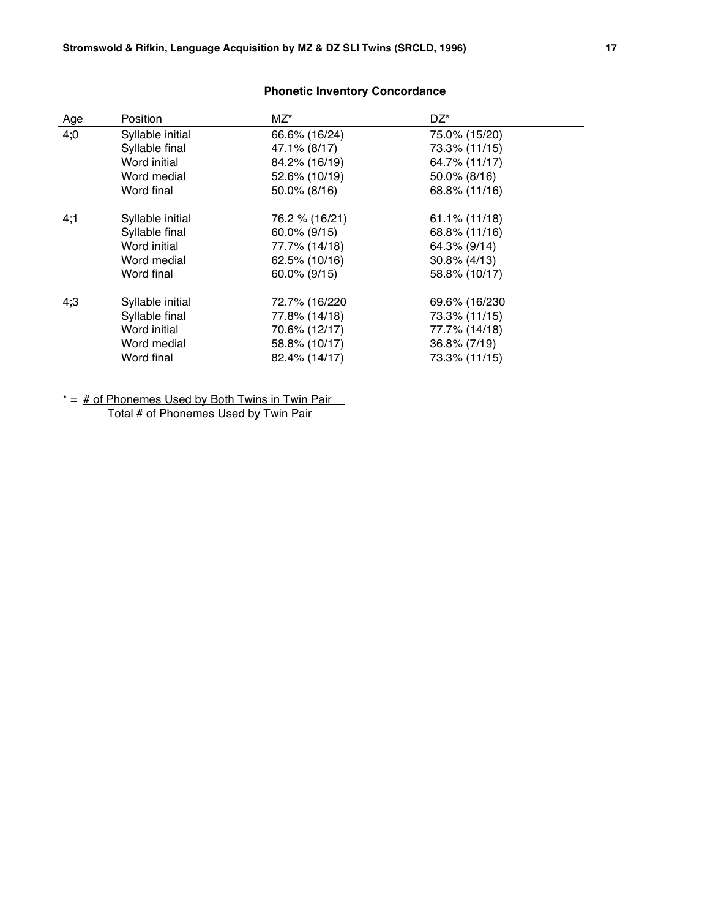### Phonetic Inventory Concordance

| Age | Position | MZ* | DZ* |
|---|---|---|---|
| 4;0 | Syllable initial | 66.6% (16/24) | 75.0% (15/20) |
| | Syllable final | 47.1% (8/17) | 73.3% (11/15) |
| | Word initial | 84.2% (16/19) | 64.7% (11/17) |
| | Word medial | 52.6% (10/19) | 50.0% (8/16) |
| | Word final | 50.0% (8/16) | 68.8% (11/16) |
| 4;1 | Syllable initial | 76.2 % (16/21) | 61.1% (11/18) |
| | Syllable final | 60.0% (9/15) | 68.8% (11/16) |
| | Word initial | 77.7% (14/18) | 64.3% (9/14) |
| | Word medial | 62.5% (10/16) | 30.8% (4/13) |
| | Word final | 60.0% (9/15) | 58.8% (10/17) |
| 4;3 | Syllable initial | 72.7% (16/220 | 69.6% (16/230 |
| | Syllable final | 77.8% (14/18) | 73.3% (11/15) |
| | Word initial | 70.6% (12/17) | 77.7% (14/18) |
| | Word medial | 58.8% (10/17) | 36.8% (7/19) |
| | Word final | 82.4% (14/17) | 73.3% (11/15) |

* = # of Phonemes Used by Both Twins in Twin Pair / Total # of Phonemes Used by Twin Pair